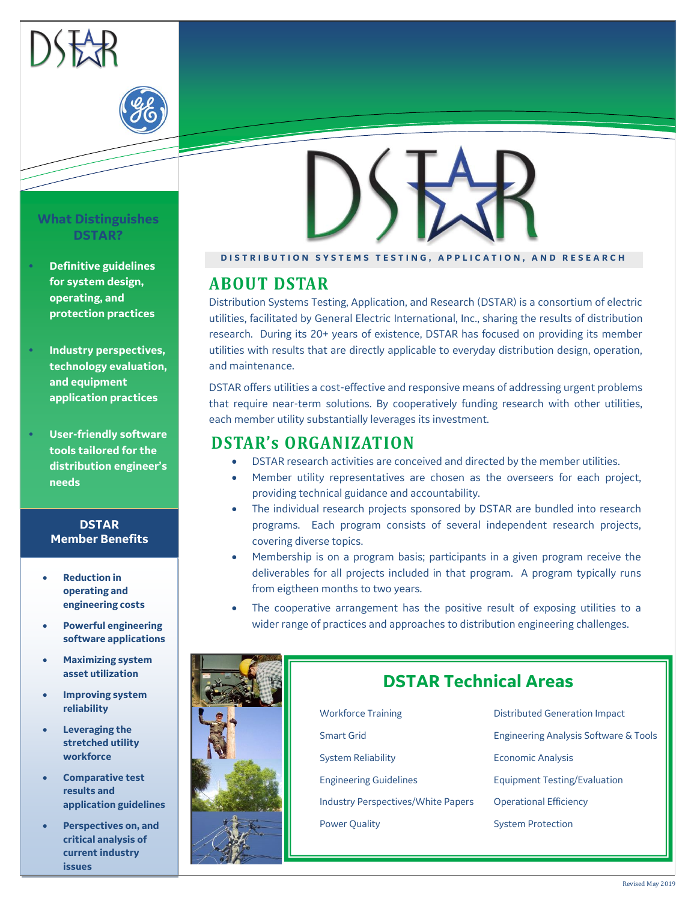# DSTAR

DISTRIBUTION SYSTEMS TESTING, APPLICATION, AND RESEARCH

## ABOUT DSTAR

Distribution Systems Testing, Application, and Research (DSTAR) is a consortium of electric utilities, facilitated by General Electric International, Inc., sharing the results of distribution research. During its 20+ years of existence, DSTAR has focused on providing its member utilities with results that are directly applicable to everyday distribution design, operation, and maintenance.

DSTAR offers utilities a cost-effective and responsive means of addressing urgent problems that require near-term solutions. By cooperatively funding research with other utilities, each member utility substantially leverages its investment.

## DSTAR's ORGANIZATION

- DSTAR research activities are conceived and directed by the member utilities.
- Member utility representatives are chosen as the overseers for each project, providing technical guidance and accountability.
- The individual research projects sponsored by DSTAR are bundled into research programs. Each program consists of several independent research projects, covering diverse topics.
- Membership is on a program basis; participants in a given program receive the deliverables for all projects included in that program. A program typically runs from eigtheen months to two years.
- The cooperative arrangement has the positive result of exposing utilities to a wider range of practices and approaches to distribution engineering challenges.

## DSTAR Technical Areas

| | |
|---|---|
| Workforce Training | Distributed Generation Impact |
| Smart Grid | Engineering Analysis Software & Tools |
| System Reliability | Economic Analysis |
| Engineering Guidelines | Equipment Testing/Evaluation |
| Industry Perspectives/White Papers | Operational Efficiency |
| Power Quality | System Protection |

### What Distinguishes DSTAR?

- **Definitive guidelines for system design, operating, and protection practices**
- **Industry perspectives, technology evaluation, and equipment application practices**
- **User-friendly software tools tailored for the distribution engineer's needs**

### DSTAR Member Benefits

- **Reduction in operating and engineering costs**
- **Powerful engineering software applications**
- **Maximizing system asset utilization**
- **Improving system reliability**
- **Leveraging the stretched utility workforce**
- **Comparative test results and application guidelines**
- **Perspectives on, and critical analysis of current industry issues**

Revised May 2019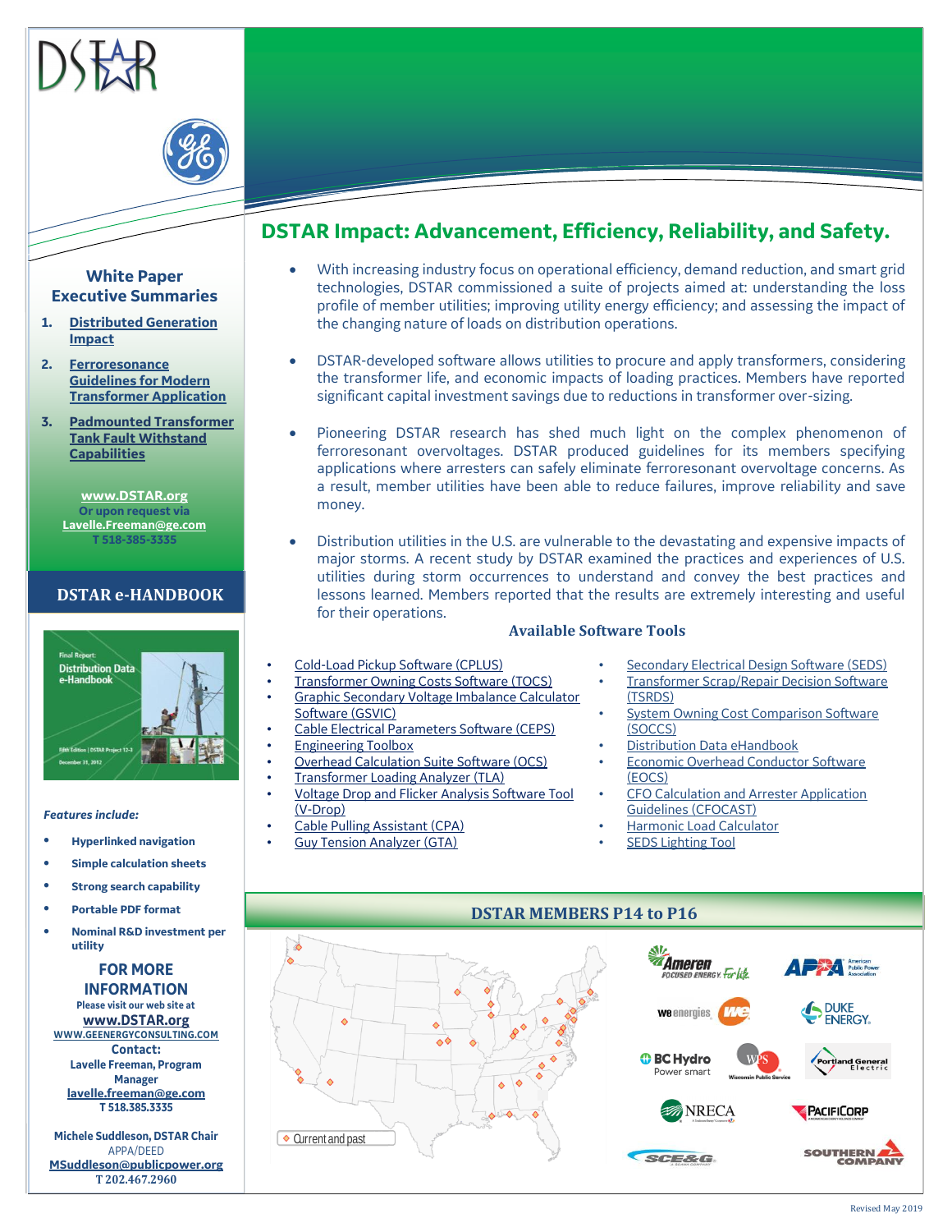# DSTAR Impact: Advancement, Efficiency, Reliability, and Safety.

- With increasing industry focus on operational efficiency, demand reduction, and smart grid technologies, DSTAR commissioned a suite of projects aimed at: understanding the loss profile of member utilities; improving utility energy efficiency; and assessing the impact of the changing nature of loads on distribution operations.
- DSTAR-developed software allows utilities to procure and apply transformers, considering the transformer life, and economic impacts of loading practices. Members have reported significant capital investment savings due to reductions in transformer over-sizing.
- Pioneering DSTAR research has shed much light on the complex phenomenon of ferroresonant overvoltages. DSTAR produced guidelines for its members specifying applications where arresters can safely eliminate ferroresonant overvoltage concerns. As a result, member utilities have been able to reduce failures, improve reliability and save money.
- Distribution utilities in the U.S. are vulnerable to the devastating and expensive impacts of major storms. A recent study by DSTAR examined the practices and experiences of U.S. utilities during storm occurrences to understand and convey the best practices and lessons learned. Members reported that the results are extremely interesting and useful for their operations.

### Available Software Tools

- Cold-Load Pickup Software (CPLUS)
- Transformer Owning Costs Software (TOCS)
- Graphic Secondary Voltage Imbalance Calculator Software (GSVIC)
- Cable Electrical Parameters Software (CEPS)
- Engineering Toolbox
- Overhead Calculation Suite Software (OCS)
- Transformer Loading Analyzer (TLA)
- Voltage Drop and Flicker Analysis Software Tool (V-Drop)
- Cable Pulling Assistant (CPA)
- Guy Tension Analyzer (GTA)
- Secondary Electrical Design Software (SEDS)
- Transformer Scrap/Repair Decision Software (TSRDS)
- System Owning Cost Comparison Software (SOCCS)
- Distribution Data eHandbook
- Economic Overhead Conductor Software (EOCS)
- CFO Calculation and Arrester Application Guidelines (CFOCAST)
- Harmonic Load Calculator
- SEDS Lighting Tool

## White Paper Executive Summaries

1. Distributed Generation Impact
2. Ferroresonance Guidelines for Modern Transformer Application
3. Padmounted Transformer Tank Fault Withstand Capabilities

**www.DSTAR.org**
**Or upon request via**
**Lavelle.Freeman@ge.com**
**T 518-385-3335**

## DSTAR e-HANDBOOK

Final Report:
Distribution Data e-Handbook
Fifth Edition | DSTAR Project 12-3
December 31, 2012

***Features include:***

- **Hyperlinked navigation**
- **Simple calculation sheets**
- **Strong search capability**
- **Portable PDF format**
- **Nominal R&D investment per utility**

## FOR MORE INFORMATION

**Please visit our web site at**
**www.DSTAR.org**
**WWW.GEENERGYCONSULTING.COM**
**Contact:**
**Lavelle Freeman, Program Manager**
**lavelle.freeman@ge.com**
**T 518.385.3335**

**Michele Suddleson, DSTAR Chair**
APPA/DEED
**MSuddleson@publicpower.org**
**T 202.467.2960**

## DSTAR MEMBERS P14 to P16

Current and past

Ameren, APPA American Public Power Association, We Energies, Duke Energy, BC Hydro, WPS Wisconsin Public Service, Portland General Electric, NRECA, PacifiCorp, SCE&G, Southern Company

Revised May 2019